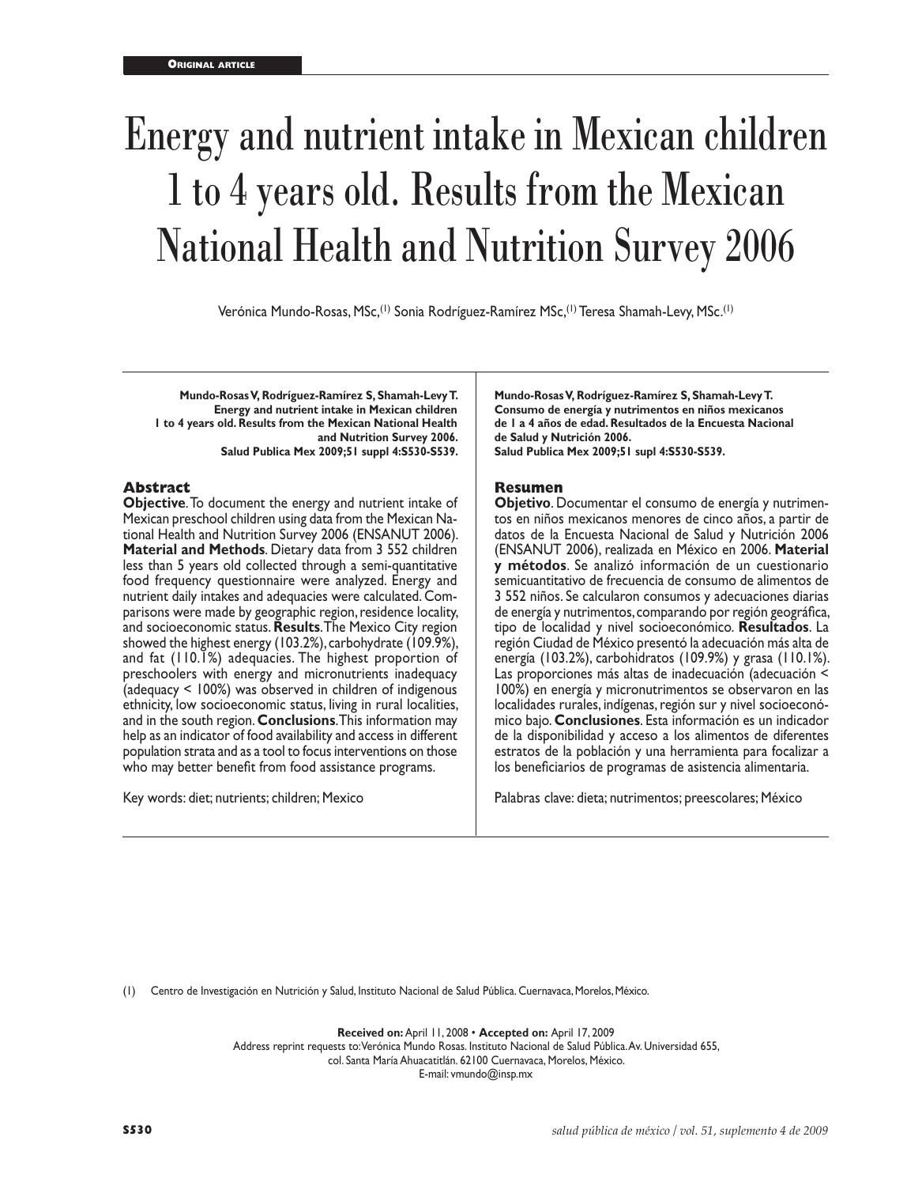Original article

# Energy and nutrient intake in Mexican children 1 to 4 years old. Results from the Mexican National Health and Nutrition Survey 2006

Verónica Mundo-Rosas, MSc,[1] Sonia Rodríguez-Ramírez MSc,[1] Teresa Shamah-Levy, MSc.[1]

**Mundo-Rosas V, Rodríguez-Ramírez S, Shamah-Levy T. Energy and nutrient intake in Mexican children 1 to 4 years old. Results from the Mexican National Health and Nutrition Survey 2006. Salud Publica Mex 2009;51 suppl 4:S530-S539.**

## Abstract

**Objective**. To document the energy and nutrient intake of Mexican preschool children using data from the Mexican National Health and Nutrition Survey 2006 (ENSANUT 2006). **Material and Methods**. Dietary data from 3 552 children less than 5 years old collected through a semi-quantitative food frequency questionnaire were analyzed. Energy and nutrient daily intakes and adequacies were calculated. Comparisons were made by geographic region, residence locality, and socioeconomic status. **Results**. The Mexico City region showed the highest energy (103.2%), carbohydrate (109.9%), and fat (110.1%) adequacies. The highest proportion of preschoolers with energy and micronutrients inadequacy (adequacy < 100%) was observed in children of indigenous ethnicity, low socioeconomic status, living in rural localities, and in the south region. **Conclusions**. This information may help as an indicator of food availability and access in different population strata and as a tool to focus interventions on those who may better benefit from food assistance programs.

Key words: diet; nutrients; children; Mexico

**Mundo-Rosas V, Rodríguez-Ramírez S, Shamah-Levy T. Consumo de energía y nutrimentos en niños mexicanos de 1 a 4 años de edad. Resultados de la Encuesta Nacional de Salud y Nutrición 2006. Salud Publica Mex 2009;51 supl 4:S530-S539.**

## Resumen

**Objetivo**. Documentar el consumo de energía y nutrimentos en niños mexicanos menores de cinco años, a partir de datos de la Encuesta Nacional de Salud y Nutrición 2006 (ENSANUT 2006), realizada en México en 2006. **Material y métodos**. Se analizó información de un cuestionario semicuantitativo de frecuencia de consumo de alimentos de 3 552 niños. Se calcularon consumos y adecuaciones diarias de energía y nutrimentos, comparando por región geográfica, tipo de localidad y nivel socioeconómico. **Resultados**. La región Ciudad de México presentó la adecuación más alta de energía (103.2%), carbohidratos (109.9%) y grasa (110.1%). Las proporciones más altas de inadecuación (adecuación < 100%) en energía y micronutrimentos se observaron en las localidades rurales, indígenas, región sur y nivel socioeconómico bajo. **Conclusiones**. Esta información es un indicador de la disponibilidad y acceso a los alimentos de diferentes estratos de la población y una herramienta para focalizar a los beneficiarios de programas de asistencia alimentaria.

Palabras clave: dieta; nutrimentos; preescolares; México

(1) Centro de Investigación en Nutrición y Salud, Instituto Nacional de Salud Pública. Cuernavaca, Morelos, México.

**Received on:** April 11, 2008 • **Accepted on:** April 17, 2009
Address reprint requests to: Verónica Mundo Rosas. Instituto Nacional de Salud Pública. Av. Universidad 655, col. Santa María Ahuacatitlán. 62100 Cuernavaca, Morelos, México.
E-mail: vmundo@insp.mx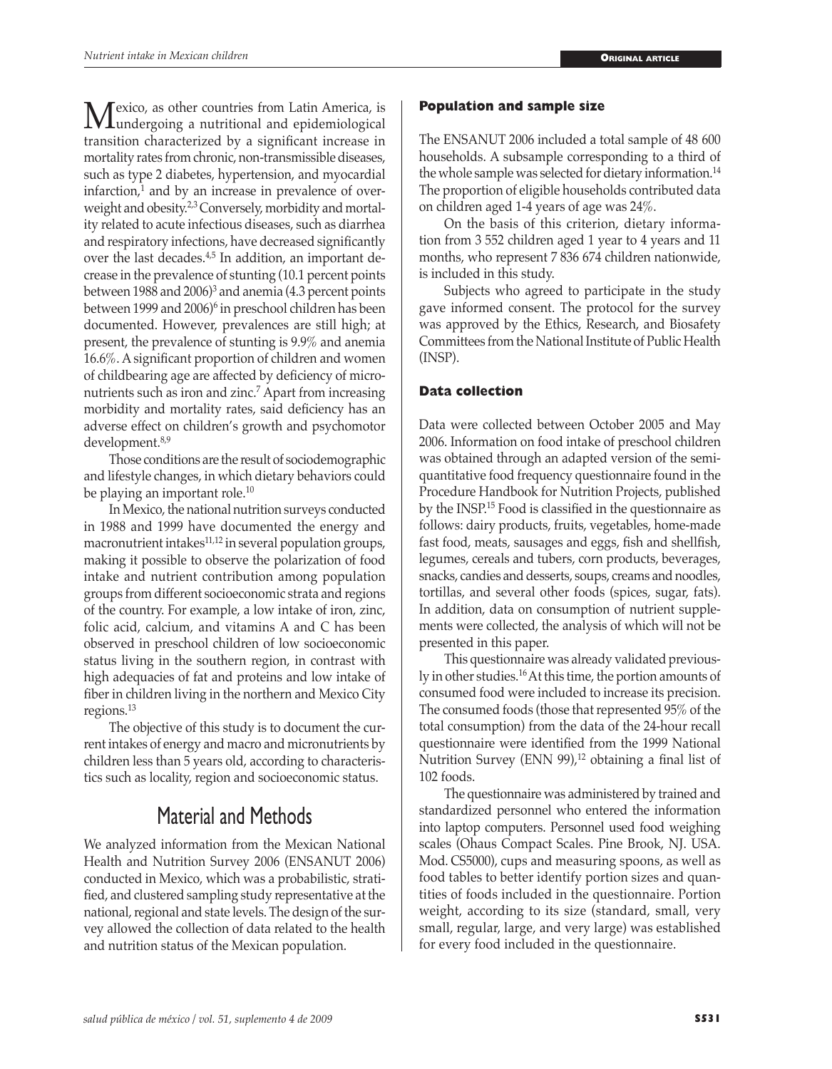Mexico, as other countries from Latin America, is undergoing a nutritional and epidemiological transition characterized by a significant increase in mortality rates from chronic, non-transmissible diseases, such as type 2 diabetes, hypertension, and myocardial infarction,[1] and by an increase in prevalence of overweight and obesity.[2,3] Conversely, morbidity and mortality related to acute infectious diseases, such as diarrhea and respiratory infections, have decreased significantly over the last decades.[4,5] In addition, an important decrease in the prevalence of stunting (10.1 percent points between 1988 and 2006)[3] and anemia (4.3 percent points between 1999 and 2006)[6] in preschool children has been documented. However, prevalences are still high; at present, the prevalence of stunting is 9.9% and anemia 16.6%. A significant proportion of children and women of childbearing age are affected by deficiency of micronutrients such as iron and zinc.[7] Apart from increasing morbidity and mortality rates, said deficiency has an adverse effect on children's growth and psychomotor development.[8,9]

Those conditions are the result of sociodemographic and lifestyle changes, in which dietary behaviors could be playing an important role.[10]

In Mexico, the national nutrition surveys conducted in 1988 and 1999 have documented the energy and macronutrient intakes[11,12] in several population groups, making it possible to observe the polarization of food intake and nutrient contribution among population groups from different socioeconomic strata and regions of the country. For example, a low intake of iron, zinc, folic acid, calcium, and vitamins A and C has been observed in preschool children of low socioeconomic status living in the southern region, in contrast with high adequacies of fat and proteins and low intake of fiber in children living in the northern and Mexico City regions.[13]

The objective of this study is to document the current intakes of energy and macro and micronutrients by children less than 5 years old, according to characteristics such as locality, region and socioeconomic status.

# Material and Methods

We analyzed information from the Mexican National Health and Nutrition Survey 2006 (ENSANUT 2006) conducted in Mexico, which was a probabilistic, stratified, and clustered sampling study representative at the national, regional and state levels. The design of the survey allowed the collection of data related to the health and nutrition status of the Mexican population.

### Population and sample size

The ENSANUT 2006 included a total sample of 48 600 households. A subsample corresponding to a third of the whole sample was selected for dietary information.[14] The proportion of eligible households contributed data on children aged 1-4 years of age was 24%.

On the basis of this criterion, dietary information from 3 552 children aged 1 year to 4 years and 11 months, who represent 7 836 674 children nationwide, is included in this study.

Subjects who agreed to participate in the study gave informed consent. The protocol for the survey was approved by the Ethics, Research, and Biosafety Committees from the National Institute of Public Health (INSP).

### Data collection

Data were collected between October 2005 and May 2006. Information on food intake of preschool children was obtained through an adapted version of the semi-quantitative food frequency questionnaire found in the Procedure Handbook for Nutrition Projects, published by the INSP.[15] Food is classified in the questionnaire as follows: dairy products, fruits, vegetables, home-made fast food, meats, sausages and eggs, fish and shellfish, legumes, cereals and tubers, corn products, beverages, snacks, candies and desserts, soups, creams and noodles, tortillas, and several other foods (spices, sugar, fats). In addition, data on consumption of nutrient supplements were collected, the analysis of which will not be presented in this paper.

This questionnaire was already validated previously in other studies.[16] At this time, the portion amounts of consumed food were included to increase its precision. The consumed foods (those that represented 95% of the total consumption) from the data of the 24-hour recall questionnaire were identified from the 1999 National Nutrition Survey (ENN 99),[12] obtaining a final list of 102 foods.

The questionnaire was administered by trained and standardized personnel who entered the information into laptop computers. Personnel used food weighing scales (Ohaus Compact Scales. Pine Brook, NJ. USA. Mod. CS5000), cups and measuring spoons, as well as food tables to better identify portion sizes and quantities of foods included in the questionnaire. Portion weight, according to its size (standard, small, very small, regular, large, and very large) was established for every food included in the questionnaire.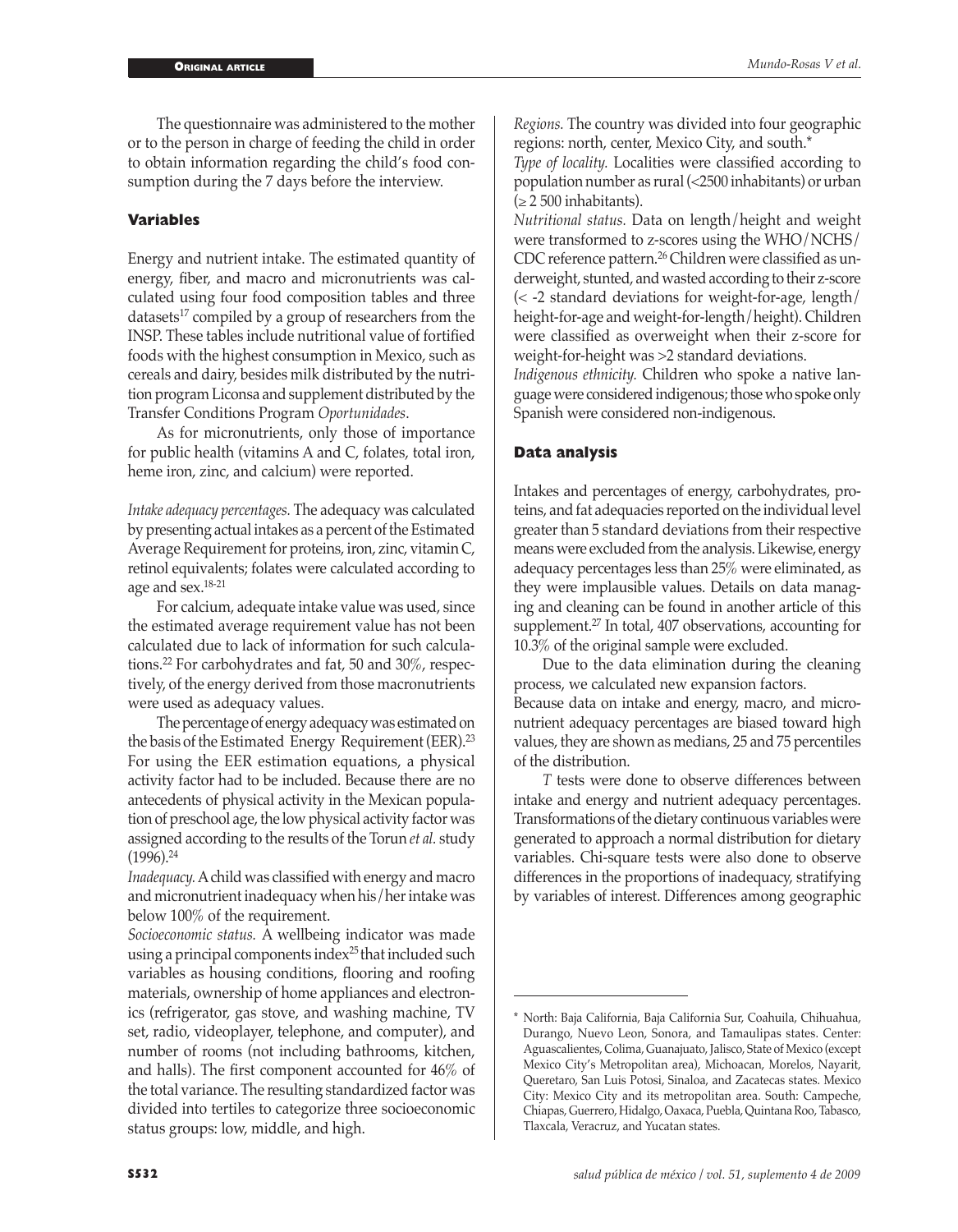The questionnaire was administered to the mother or to the person in charge of feeding the child in order to obtain information regarding the child's food consumption during the 7 days before the interview.

### Variables

Energy and nutrient intake. The estimated quantity of energy, fiber, and macro and micronutrients was calculated using four food composition tables and three datasets[17] compiled by a group of researchers from the INSP. These tables include nutritional value of fortified foods with the highest consumption in Mexico, such as cereals and dairy, besides milk distributed by the nutrition program Liconsa and supplement distributed by the Transfer Conditions Program *Oportunidades*.

As for micronutrients, only those of importance for public health (vitamins A and C, folates, total iron, heme iron, zinc, and calcium) were reported.

*Intake adequacy percentages.* The adequacy was calculated by presenting actual intakes as a percent of the Estimated Average Requirement for proteins, iron, zinc, vitamin C, retinol equivalents; folates were calculated according to age and sex.[18-21]

For calcium, adequate intake value was used, since the estimated average requirement value has not been calculated due to lack of information for such calculations.[22] For carbohydrates and fat, 50 and 30%, respectively, of the energy derived from those macronutrients were used as adequacy values.

The percentage of energy adequacy was estimated on the basis of the Estimated Energy Requirement (EER).[23] For using the EER estimation equations, a physical activity factor had to be included. Because there are no antecedents of physical activity in the Mexican population of preschool age, the low physical activity factor was assigned according to the results of the Torun *et al.* study (1996).[24]

*Inadequacy.* A child was classified with energy and macro and micronutrient inadequacy when his/her intake was below 100% of the requirement.

*Socioeconomic status.* A wellbeing indicator was made using a principal components index[25] that included such variables as housing conditions, flooring and roofing materials, ownership of home appliances and electronics (refrigerator, gas stove, and washing machine, TV set, radio, videoplayer, telephone, and computer), and number of rooms (not including bathrooms, kitchen, and halls). The first component accounted for 46% of the total variance. The resulting standardized factor was divided into tertiles to categorize three socioeconomic status groups: low, middle, and high.

*Regions.* The country was divided into four geographic regions: north, center, Mexico City, and south.*

*Type of locality.* Localities were classified according to population number as rural (<2500 inhabitants) or urban (≥ 2 500 inhabitants).

*Nutritional status.* Data on length/height and weight were transformed to z-scores using the WHO/NCHS/CDC reference pattern.[26] Children were classified as underweight, stunted, and wasted according to their z-score (< -2 standard deviations for weight-for-age, length/height-for-age and weight-for-length/height). Children were classified as overweight when their z-score for weight-for-height was >2 standard deviations.

*Indigenous ethnicity.* Children who spoke a native language were considered indigenous; those who spoke only Spanish were considered non-indigenous.

### Data analysis

Intakes and percentages of energy, carbohydrates, proteins, and fat adequacies reported on the individual level greater than 5 standard deviations from their respective means were excluded from the analysis. Likewise, energy adequacy percentages less than 25% were eliminated, as they were implausible values. Details on data managing and cleaning can be found in another article of this supplement.[27] In total, 407 observations, accounting for 10.3% of the original sample were excluded.

Due to the data elimination during the cleaning process, we calculated new expansion factors.

Because data on intake and energy, macro, and micronutrient adequacy percentages are biased toward high values, they are shown as medians, 25 and 75 percentiles of the distribution.

*T* tests were done to observe differences between intake and energy and nutrient adequacy percentages. Transformations of the dietary continuous variables were generated to approach a normal distribution for dietary variables. Chi-square tests were also done to observe differences in the proportions of inadequacy, stratifying by variables of interest. Differences among geographic

---

\* North: Baja California, Baja California Sur, Coahuila, Chihuahua, Durango, Nuevo Leon, Sonora, and Tamaulipas states. Center: Aguascalientes, Colima, Guanajuato, Jalisco, State of Mexico (except Mexico City's Metropolitan area), Michoacan, Morelos, Nayarit, Queretaro, San Luis Potosi, Sinaloa, and Zacatecas states. Mexico City: Mexico City and its metropolitan area. South: Campeche, Chiapas, Guerrero, Hidalgo, Oaxaca, Puebla, Quintana Roo, Tabasco, Tlaxcala, Veracruz, and Yucatan states.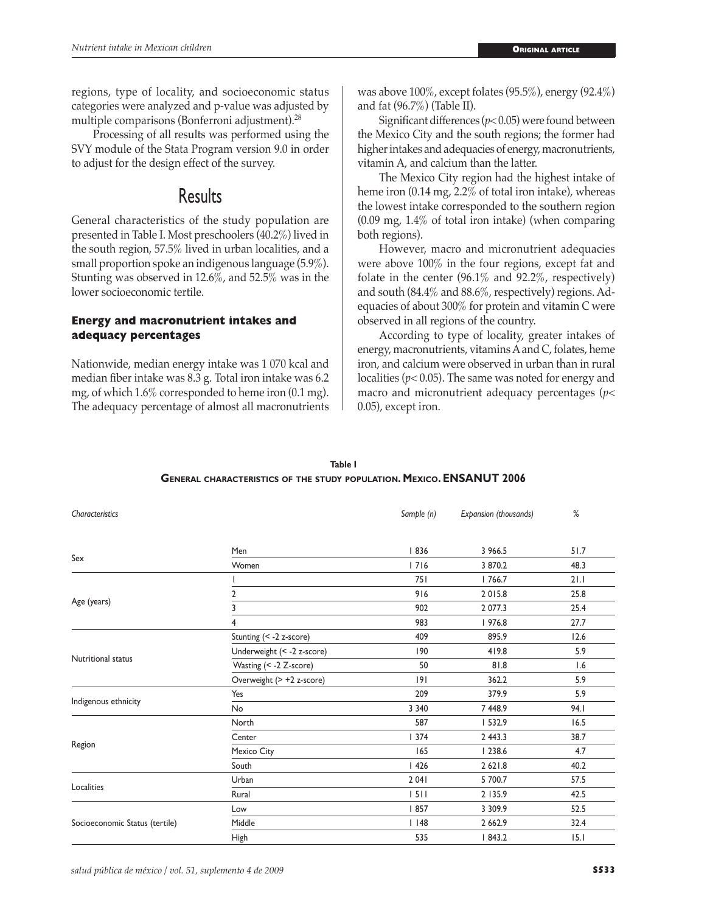regions, type of locality, and socioeconomic status categories were analyzed and p-value was adjusted by multiple comparisons (Bonferroni adjustment).[28]

Processing of all results was performed using the SVY module of the Stata Program version 9.0 in order to adjust for the design effect of the survey.

# Results

General characteristics of the study population are presented in Table I. Most preschoolers (40.2%) lived in the south region, 57.5% lived in urban localities, and a small proportion spoke an indigenous language (5.9%). Stunting was observed in 12.6%, and 52.5% was in the lower socioeconomic tertile.

## Energy and macronutrient intakes and adequacy percentages

Nationwide, median energy intake was 1 070 kcal and median fiber intake was 8.3 g. Total iron intake was 6.2 mg, of which 1.6% corresponded to heme iron (0.1 mg). The adequacy percentage of almost all macronutrients was above 100%, except folates (95.5%), energy (92.4%) and fat (96.7%) (Table II).

Significant differences ($p < 0.05$) were found between the Mexico City and the south regions; the former had higher intakes and adequacies of energy, macronutrients, vitamin A, and calcium than the latter.

The Mexico City region had the highest intake of heme iron (0.14 mg, 2.2% of total iron intake), whereas the lowest intake corresponded to the southern region (0.09 mg, 1.4% of total iron intake) (when comparing both regions).

However, macro and micronutrient adequacies were above 100% in the four regions, except fat and folate in the center (96.1% and 92.2%, respectively) and south (84.4% and 88.6%, respectively) regions. Adequacies of about 300% for protein and vitamin C were observed in all regions of the country.

According to type of locality, greater intakes of energy, macronutrients, vitamins A and C, folates, heme iron, and calcium were observed in urban than in rural localities ($p < 0.05$). The same was noted for energy and macro and micronutrient adequacy percentages ($p < 0.05$), except iron.

**Table I**
**General characteristics of the study population. Mexico. ENSANUT 2006**

| *Characteristics* | | *Sample (n)* | *Expansion (thousands)* | *%* |
|---|---|---|---|---|
| Sex | Men | 1 836 | 3 966.5 | 51.7 |
| | Women | 1 716 | 3 870.2 | 48.3 |
| Age (years) | 1 | 751 | 1 766.7 | 21.1 |
| | 2 | 916 | 2 015.8 | 25.8 |
| | 3 | 902 | 2 077.3 | 25.4 |
| | 4 | 983 | 1 976.8 | 27.7 |
| Nutritional status | Stunting (< -2 z-score) | 409 | 895.9 | 12.6 |
| | Underweight (< -2 z-score) | 190 | 419.8 | 5.9 |
| | Wasting (< -2 Z-score) | 50 | 81.8 | 1.6 |
| | Overweight (> +2 z-score) | 191 | 362.2 | 5.9 |
| Indigenous ethnicity | Yes | 209 | 379.9 | 5.9 |
| | No | 3 340 | 7 448.9 | 94.1 |
| Region | North | 587 | 1 532.9 | 16.5 |
| | Center | 1 374 | 2 443.3 | 38.7 |
| | Mexico City | 165 | 1 238.6 | 4.7 |
| | South | 1 426 | 2 621.8 | 40.2 |
| Localities | Urban | 2 041 | 5 700.7 | 57.5 |
| | Rural | 1 511 | 2 135.9 | 42.5 |
| Socioeconomic Status (tertile) | Low | 1 857 | 3 309.9 | 52.5 |
| | Middle | 1 148 | 2 662.9 | 32.4 |
| | High | 535 | 1 843.2 | 15.1 |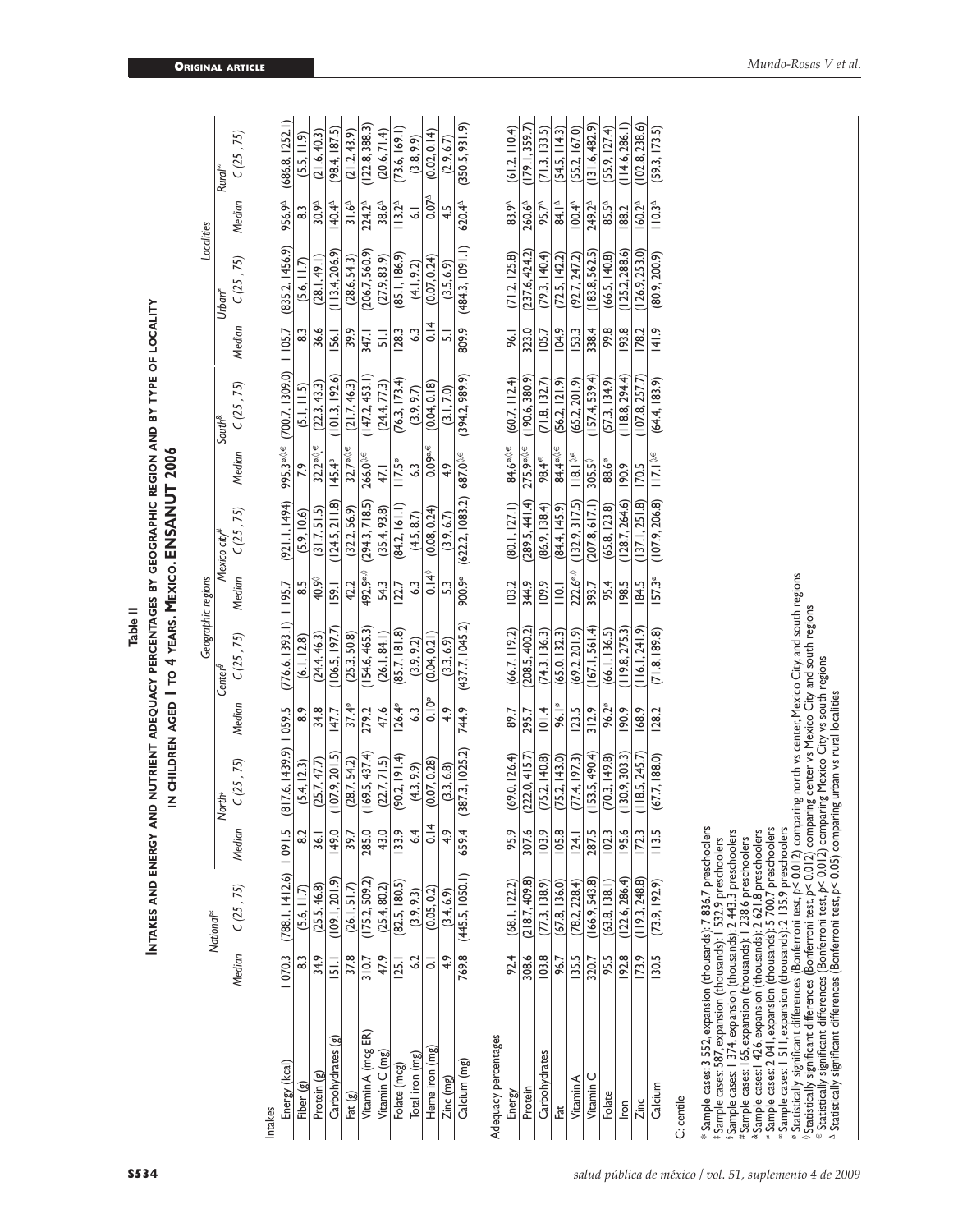Table II

**Intakes and energy and nutrient adequacy percentages by geographic region and by type of locality in children aged 1 to 4 years. Mexico. ENSANUT 2006**

| | National* | | Geographic regions | | | | | | | | Localities | | | |
|---|---|---|---|---|---|---|---|---|---|---|---|---|---|---|
| | | | North‡ | | Center§ | | Mexico city# | | South& | | Urban≠ | | Rural∞ | |
| | Median | C (25 , 75) | Median | C (25 , 75) | Median | C (25 , 75) | Median | C (25 , 75) | Median | C (25 , 75) | Median | C (25 , 75) | Median | C (25 , 75) |
| **Intakes** | | | | | | | | | | | | | | |
| Energy (kcal) | 1 070.3 | (788.1, 1412.6) | 1 091.5 | (817.6, 1439.9) | 1 059.5 | (776.6, 1393.1) | 1 195.7 | (921.1, 1494) | 995.3ø◊€ | (700.7, 1309.0) | 1 105.7 | (835.2, 1456.9) | 956.9Δ | (686.8, 1252.1) |
| Fiber (g) | 8.3 | (5.6, 11.7) | 8.2 | (5.4, 12.3) | 8.9 | (6.1, 12.8) | 8.5 | (5.9, 10.6) | 7.9 | (5.1, 11.5) | 8.3 | (5.6, 11.7) | 8.3 | (5.5, 11.9) |
| Protein (g) | 34.9 | (25.5, 46.8) | 36.1 | (25.7, 47.7) | 34.8 | (24.4, 46.3) | 40.9◊ | (31.7, 51.5) | 32.2ø◊€ | (22.3, 43.3) | 36.6 | (28.1, 49.1) | 30.9Δ | (21.6, 40.3) |
| Carbohydrates (g) | 151.1 | (109.1, 201.9) | 149.0 | (107.9, 201.5) | 147.7 | (106.5, 197.7) | 159.1 | (124.5, 211.8) | 145.4ø | (101.3, 192.6) | 156.1 | (113.4, 206.9) | 140.4Δ | (98.4, 187.5) |
| Fat (g) | 37.8 | (26.1, 51.7) | 39.7 | (28.7, 54.2) | 37.4ø | (25.3, 50.8) | 42.2 | (32.2, 56.9) | 32.7ø◊€ | (21.7, 46.3) | 39.9 | (28.6, 54.3) | 31.6Δ | (21.2, 43.9) |
| Vitamin A (mcg ER) | 310.7 | (175.2, 509.2) | 285.0 | (169.5, 437.4) | 279.2 | (154.6, 465.3) | 492.9ø◊ | (294.3, 718.5) | 266.0◊€ | (147.2, 453.1) | 347.1 | (206.7, 560.9) | 224.2Δ | (122.8, 388.3) |
| Vitamin C (mg) | 47.9 | (25.4, 80.2) | 43.0 | (22.7, 71.5) | 47.6 | (26.1, 84.1) | 54.3 | (35.4, 93.8) | 47.1 | (24.4, 77.3) | 51.1 | (27.9, 83.9) | 38.6Δ | (20.6, 71.4) |
| Folate (mcg) | 125.1 | (82.5, 180.5) | 133.9 | (90.2, 191.4) | 126.4ø | (85.7, 181.8) | 122.7 | (84.2, 161.1) | 117.5ø | (76.3, 173.4) | 128.3 | (85.1, 186.9) | 113.2Δ | (73.6, 169.1) |
| Total iron (mg) | 6.2 | (3.9, 9.3) | 6.4 | (4.3, 9.9) | 6.3 | (3.9, 9.2) | 6.3 | (4.5, 8.7) | 6.3 | (3.9, 9.7) | 6.3 | (4.1, 9.2) | 6.1 | (3.8, 9.9) |
| Heme iron (mg) | 0.1 | (0.05, 0.2) | 0.14 | (0.07, 0.28) | 0.10ø | (0.04, 0.21) | 0.14◊ | (0.08, 0.24) | 0.09ø€ | (0.04, 0.18) | 0.14 | (0.07, 0.24) | 0.07Δ | (0.02, 0.14) |
| Zinc (mg) | 4.9 | (3.4, 6.9) | 4.9 | (3.3, 6.8) | 4.9 | (3.3, 6.9) | 5.3 | (3.9, 6.7) | 4.9 | (3.1, 7.0) | 5.1 | (3.5, 6.9) | 4.5 | (2.9, 6.7) |
| Calcium (mg) | 769.8 | (445.5, 1050.1) | 659.4 | (387.3, 1025.2) | 744.9 | (437.7, 1045.2) | 900.9ø | (622.2, 1083.2) | 687.0◊€ | (394.2, 989.9) | 809.9 | (484.3, 1091.1) | 620.4Δ | (350.5, 931.9) |
| **Adequacy percentages** | | | | | | | | | | | | | | |
| Energy | 92.4 | (68.1, 122.2) | 95.9 | (69.0, 126.4) | 89.7 | (66.7, 119.2) | 103.2 | (80.1, 127.1) | 84.6ø◊€ | (60.7, 112.4) | 96.1 | (71.2, 125.8) | 83.9Δ | (61.2, 110.4) |
| Protein | 308.6 | (218.7, 409.8) | 307.6 | (222.0, 415.7) | 295.7 | (208.5, 400.2) | 344.9 | (289.5, 441.4) | 275.9ø◊€ | (190.6, 380.9) | 323.0 | (237.6, 424.2) | 260.6Δ | (179.1, 359.7) |
| Carbohydrates | 103.8 | (77.3, 138.9) | 103.9 | (75.2, 140.8) | 101.4 | (74.3, 136.3) | 109.9 | (86.9, 138.4) | 98.4€ | (71.8, 132.7) | 105.7 | (79.3, 140.4) | 95.7Δ | (71.3, 133.5) |
| Fat | 96.7 | (67.8, 136.0) | 105.8 | (75.2, 143.0) | 96.1ø | (65.0, 132.3) | 110.1 | (84.4, 145.9) | 84.4ø◊€ | (56.2, 121.9) | 104.9 | (72.5, 142.2) | 84.1Δ | (54.5, 114.3) |
| Vitamin A | 135.5 | (78.2, 228.4) | 124.1 | (77.4, 197.3) | 123.5 | (69.2, 201.9) | 222.6ø◊ | (132.9, 317.5) | 118.1◊€ | (65.2, 201.9) | 153.3 | (92.7, 247.2) | 100.4Δ | (55.2, 167.0) |
| Vitamin C | 320.7 | (166.9, 543.8) | 287.5 | (153.5, 490.4) | 312.9 | (167.1, 561.4) | 393.7 | (207.8, 617.1) | 305.5◊ | (157.4, 539.4) | 338.4 | (183.8, 562.5) | 249.2Δ | (131.6, 482.9) |
| Folate | 95.5 | (63.8, 138.1) | 102.3 | (70.3, 149.8) | 96.2ø | (66.1, 136.5) | 95.4 | (65.8, 123.8) | 88.6ø | (57.3, 134.9) | 99.8 | (66.5, 140.8) | 85.5Δ | (55.9, 127.4) |
| Iron | 192.8 | (122.6, 286.4) | 195.6 | (130.9, 303.3) | 190.9 | (119.8, 275.3) | 198.5 | (128.7, 264.6) | 190.9 | (118.8, 294.4) | 193.8 | (125.2, 288.6) | 188.2 | (114.6, 286.1) |
| Zinc | 173.9 | (119.3, 248.8) | 172.3 | (118.5, 245.7) | 168.9 | (116.1, 241.9) | 184.5 | (137.1, 251.8) | 170.5 | (107.8, 257.7) | 178.2 | (126.9, 253.0) | 160.2Δ | (102.8, 238.6) |
| Calcium | 130.5 | (73.9, 192.9) | 113.5 | (67.7, 188.0) | 128.2 | (71.8, 189.8) | 157.3ø | (107.9, 206.8) | 117.1◊€ | (64.4, 183.9) | 141.9 | (80.9, 200.9) | 110.3Δ | (59.3, 173.5) |

C: centile

\* Sample cases: 3 552, expansion (thousands): 7 836.7 preschoolers
‡ Sample cases: 587, expansion (thousands): 1 532.9 preschoolers
§ Sample cases: 1 374, expansion (thousands): 2 443.3 preschoolers
\# Sample cases: 165, expansion (thousands): 1 238.6 preschoolers
& Sample cases: 1 426, expansion (thousands): 2 621.8 preschoolers
≠ Sample cases: 2 041, expansion (thousands): 5 700.7 preschoolers
∞ Sample cases: 1 511, expansion (thousands): 2 135.9 preschoolers
ø Statistically significant differences (Bonferroni test, $p < 0.012$) comparing north vs center, Mexico City, and south regions
◊ Statistically significant differences (Bonferroni test, $p < 0.012$) comparing center vs Mexico City and south regions
€ Statistically significant differences (Bonferroni test, $p < 0.012$) comparing Mexico City vs south regions
Δ Statistically significant differences (Bonferroni test, $p < 0.05$) comparing urban vs rural localities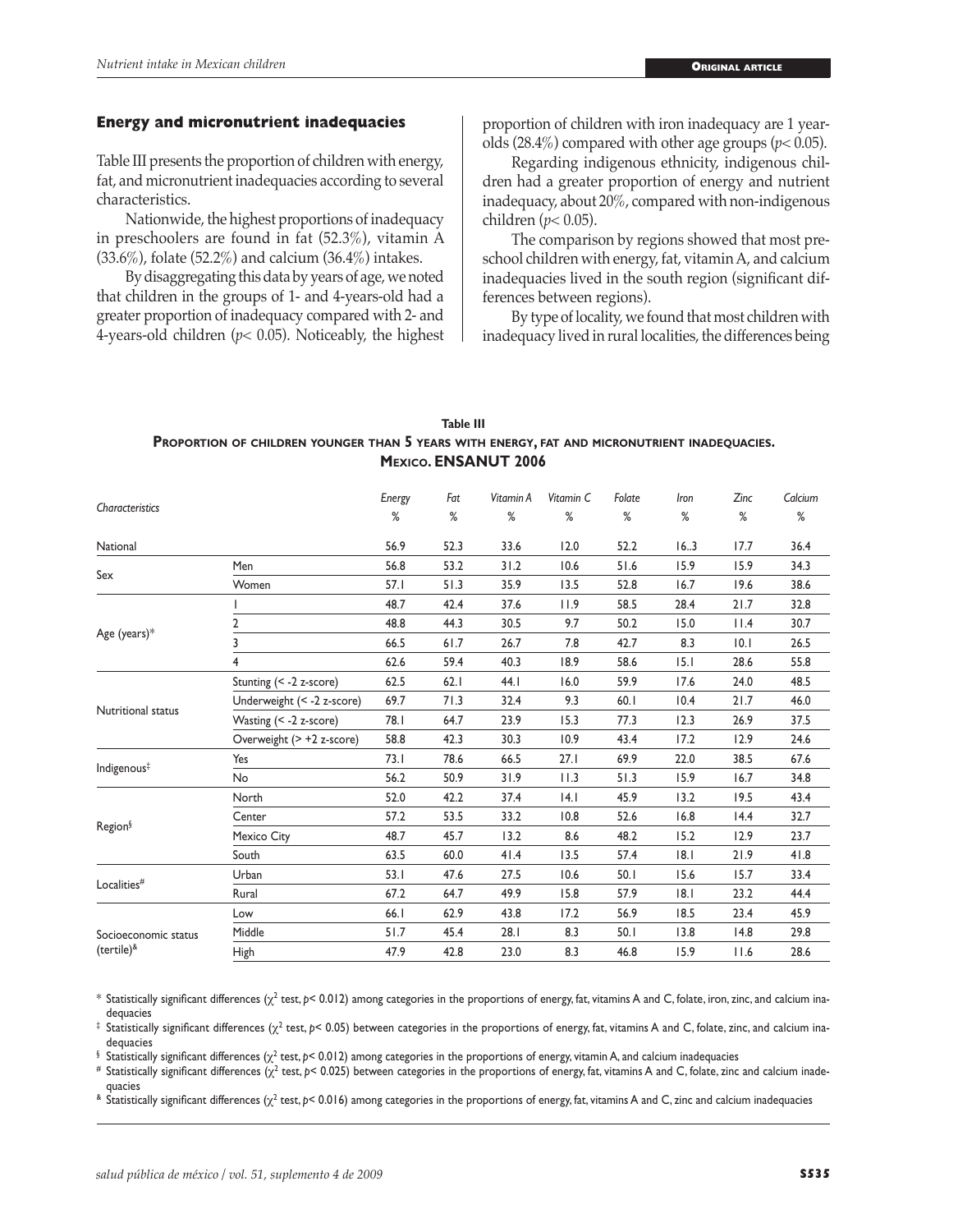### Energy and micronutrient inadequacies

Table III presents the proportion of children with energy, fat, and micronutrient inadequacies according to several characteristics.

Nationwide, the highest proportions of inadequacy in preschoolers are found in fat (52.3%), vitamin A (33.6%), folate (52.2%) and calcium (36.4%) intakes.

By disaggregating this data by years of age, we noted that children in the groups of 1- and 4-years-old had a greater proportion of inadequacy compared with 2- and 4-years-old children ($p< 0.05$). Noticeably, the highest proportion of children with iron inadequacy are 1 year-olds (28.4%) compared with other age groups ($p< 0.05$).

Regarding indigenous ethnicity, indigenous children had a greater proportion of energy and nutrient inadequacy, about 20%, compared with non-indigenous children ($p< 0.05$).

The comparison by regions showed that most preschool children with energy, fat, vitamin A, and calcium inadequacies lived in the south region (significant differences between regions).

By type of locality, we found that most children with inadequacy lived in rural localities, the differences being

**Table III**
**Proportion of children younger than 5 years with energy, fat and micronutrient inadequacies. Mexico. ENSANUT 2006**

| *Characteristics* | | *Energy* % | *Fat* % | *Vitamin A* % | *Vitamin C* % | *Folate* % | *Iron* % | *Zinc* % | *Calcium* % |
|---|---|---|---|---|---|---|---|---|---|
| National | | 56.9 | 52.3 | 33.6 | 12.0 | 52.2 | 16..3 | 17.7 | 36.4 |
| Sex | Men | 56.8 | 53.2 | 31.2 | 10.6 | 51.6 | 15.9 | 15.9 | 34.3 |
| | Women | 57.1 | 51.3 | 35.9 | 13.5 | 52.8 | 16.7 | 19.6 | 38.6 |
| Age (years)* | 1 | 48.7 | 42.4 | 37.6 | 11.9 | 58.5 | 28.4 | 21.7 | 32.8 |
| | 2 | 48.8 | 44.3 | 30.5 | 9.7 | 50.2 | 15.0 | 11.4 | 30.7 |
| | 3 | 66.5 | 61.7 | 26.7 | 7.8 | 42.7 | 8.3 | 10.1 | 26.5 |
| | 4 | 62.6 | 59.4 | 40.3 | 18.9 | 58.6 | 15.1 | 28.6 | 55.8 |
| Nutritional status | Stunting (< -2 z-score) | 62.5 | 62.1 | 44.1 | 16.0 | 59.9 | 17.6 | 24.0 | 48.5 |
| | Underweight (< -2 z-score) | 69.7 | 71.3 | 32.4 | 9.3 | 60.1 | 10.4 | 21.7 | 46.0 |
| | Wasting (< -2 z-score) | 78.1 | 64.7 | 23.9 | 15.3 | 77.3 | 12.3 | 26.9 | 37.5 |
| | Overweight (> +2 z-score) | 58.8 | 42.3 | 30.3 | 10.9 | 43.4 | 17.2 | 12.9 | 24.6 |
| Indigenous‡ | Yes | 73.1 | 78.6 | 66.5 | 27.1 | 69.9 | 22.0 | 38.5 | 67.6 |
| | No | 56.2 | 50.9 | 31.9 | 11.3 | 51.3 | 15.9 | 16.7 | 34.8 |
| Region§ | North | 52.0 | 42.2 | 37.4 | 14.1 | 45.9 | 13.2 | 19.5 | 43.4 |
| | Center | 57.2 | 53.5 | 33.2 | 10.8 | 52.6 | 16.8 | 14.4 | 32.7 |
| | Mexico City | 48.7 | 45.7 | 13.2 | 8.6 | 48.2 | 15.2 | 12.9 | 23.7 |
| | South | 63.5 | 60.0 | 41.4 | 13.5 | 57.4 | 18.1 | 21.9 | 41.8 |
| Localities# | Urban | 53.1 | 47.6 | 27.5 | 10.6 | 50.1 | 15.6 | 15.7 | 33.4 |
| | Rural | 67.2 | 64.7 | 49.9 | 15.8 | 57.9 | 18.1 | 23.2 | 44.4 |
| Socioeconomic status (tertile)& | Low | 66.1 | 62.9 | 43.8 | 17.2 | 56.9 | 18.5 | 23.4 | 45.9 |
| | Middle | 51.7 | 45.4 | 28.1 | 8.3 | 50.1 | 13.8 | 14.8 | 29.8 |
| | High | 47.9 | 42.8 | 23.0 | 8.3 | 46.8 | 15.9 | 11.6 | 28.6 |

\* Statistically significant differences ($\chi^2$ test, $p< 0.012$) among categories in the proportions of energy, fat, vitamins A and C, folate, iron, zinc, and calcium inadequacies

‡ Statistically significant differences ($\chi^2$ test, $p< 0.05$) between categories in the proportions of energy, fat, vitamins A and C, folate, zinc, and calcium inadequacies

§ Statistically significant differences ($\chi^2$ test, $p< 0.012$) among categories in the proportions of energy, vitamin A, and calcium inadequacies

\# Statistically significant differences ($\chi^2$ test, $p< 0.025$) between categories in the proportions of energy, fat, vitamins A and C, folate, zinc and calcium inadequacies

& Statistically significant differences ($\chi^2$ test, $p< 0.016$) among categories in the proportions of energy, fat, vitamins A and C, zinc and calcium inadequacies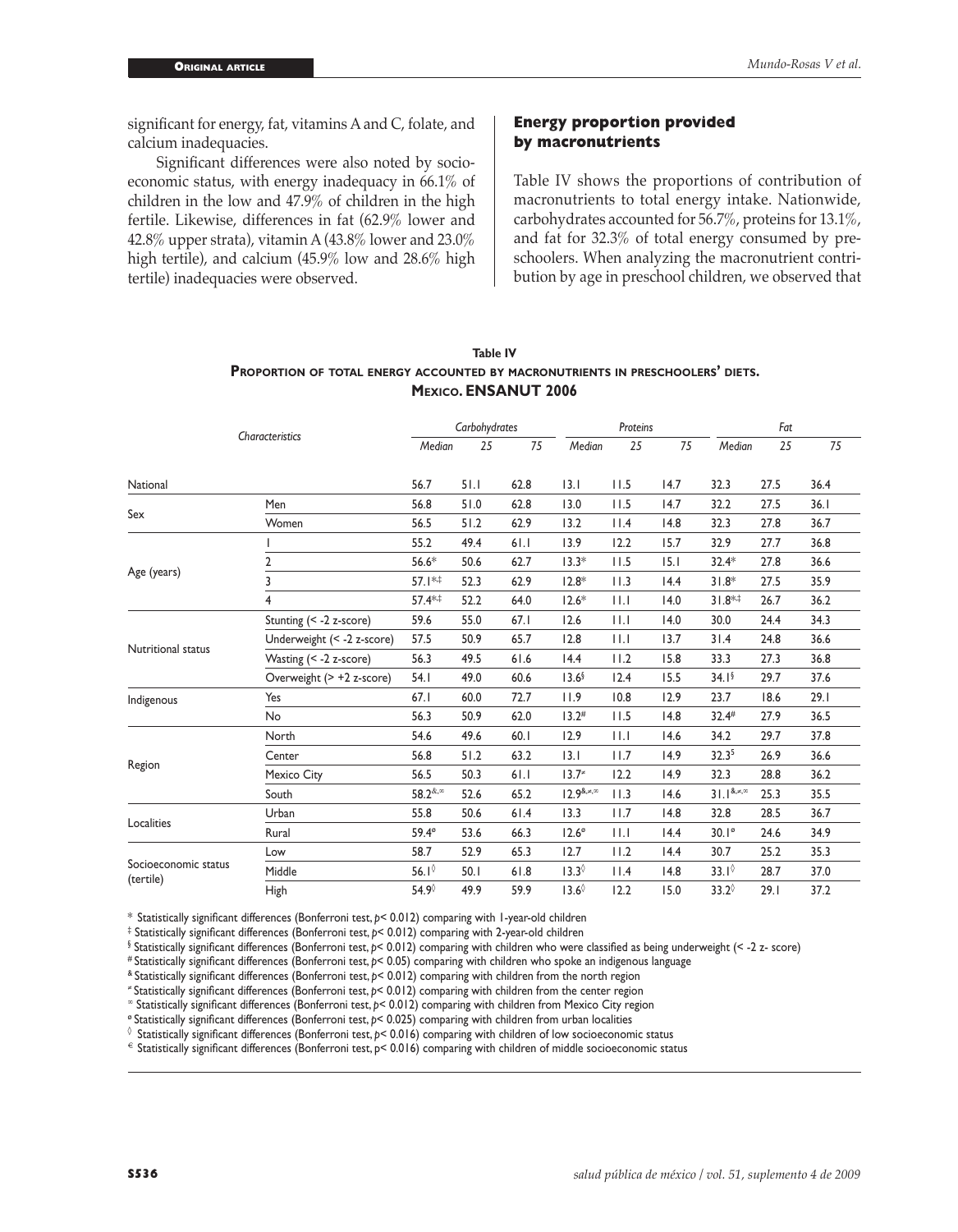significant for energy, fat, vitamins A and C, folate, and calcium inadequacies.

Significant differences were also noted by socioeconomic status, with energy inadequacy in 66.1% of children in the low and 47.9% of children in the high fertile. Likewise, differences in fat (62.9% lower and 42.8% upper strata), vitamin A (43.8% lower and 23.0% high tertile), and calcium (45.9% low and 28.6% high tertile) inadequacies were observed.

### Energy proportion provided by macronutrients

Table IV shows the proportions of contribution of macronutrients to total energy intake. Nationwide, carbohydrates accounted for 56.7%, proteins for 13.1%, and fat for 32.3% of total energy consumed by preschoolers. When analyzing the macronutrient contribution by age in preschool children, we observed that

**Table IV**
**Proportion of total energy accounted by macronutrients in preschoolers' diets. México. ENSANUT 2006**

| *Characteristics* | | *Carbohydrates* | | | *Proteins* | | | *Fat* | | |
|---|---|---|---|---|---|---|---|---|---|---|
| | | *Median* | *25* | *75* | *Median* | *25* | *75* | *Median* | *25* | *75* |
| National | | 56.7 | 51.1 | 62.8 | 13.1 | 11.5 | 14.7 | 32.3 | 27.5 | 36.4 |
| Sex | Men | 56.8 | 51.0 | 62.8 | 13.0 | 11.5 | 14.7 | 32.2 | 27.5 | 36.1 |
| | Women | 56.5 | 51.2 | 62.9 | 13.2 | 11.4 | 14.8 | 32.3 | 27.8 | 36.7 |
| Age (years) | 1 | 55.2 | 49.4 | 61.1 | 13.9 | 12.2 | 15.7 | 32.9 | 27.7 | 36.8 |
| | 2 | 56.6* | 50.6 | 62.7 | 13.3* | 11.5 | 15.1 | 32.4* | 27.8 | 36.6 |
| | 3 | 57.1*,‡ | 52.3 | 62.9 | 12.8* | 11.3 | 14.4 | 31.8* | 27.5 | 35.9 |
| | 4 | 57.4*,‡ | 52.2 | 64.0 | 12.6* | 11.1 | 14.0 | 31.8*,‡ | 26.7 | 36.2 |
| Nutritional status | Stunting (< -2 z-score) | 59.6 | 55.0 | 67.1 | 12.6 | 11.1 | 14.0 | 30.0 | 24.4 | 34.3 |
| | Underweight (< -2 z-score) | 57.5 | 50.9 | 65.7 | 12.8 | 11.1 | 13.7 | 31.4 | 24.8 | 36.6 |
| | Wasting (< -2 z-score) | 56.3 | 49.5 | 61.6 | 14.4 | 11.2 | 15.8 | 33.3 | 27.3 | 36.8 |
| | Overweight (> +2 z-score) | 54.1 | 49.0 | 60.6 | 13.6§ | 12.4 | 15.5 | 34.1§ | 29.7 | 37.6 |
| Indigenous | Yes | 67.1 | 60.0 | 72.7 | 11.9 | 10.8 | 12.9 | 23.7 | 18.6 | 29.1 |
| | No | 56.3 | 50.9 | 62.0 | 13.2# | 11.5 | 14.8 | 32.4# | 27.9 | 36.5 |
| Region | North | 54.6 | 49.6 | 60.1 | 12.9 | 11.1 | 14.6 | 34.2 | 29.7 | 37.8 |
| | Center | 56.8 | 51.2 | 63.2 | 13.1 | 11.7 | 14.9 | 32.3& | 26.9 | 36.6 |
| | Mexico City | 56.5 | 50.3 | 61.1 | 13.7≠ | 12.2 | 14.9 | 32.3 | 28.8 | 36.2 |
| | South | 58.2&,∞ | 52.6 | 65.2 | 12.9&,≠,∞ | 11.3 | 14.6 | 31.1&,≠,∞ | 25.3 | 35.5 |
| Localities | Urban | 55.8 | 50.6 | 61.4 | 13.3 | 11.7 | 14.8 | 32.8 | 28.5 | 36.7 |
| | Rural | 59.4ø | 53.6 | 66.3 | 12.6ø | 11.1 | 14.4 | 30.1ø | 24.6 | 34.9 |
| Socioeconomic status (tertile) | Low | 58.7 | 52.9 | 65.3 | 12.7 | 11.2 | 14.4 | 30.7 | 25.2 | 35.3 |
| | Middle | 56.1◊ | 50.1 | 61.8 | 13.3◊ | 11.4 | 14.8 | 33.1◊ | 28.7 | 37.0 |
| | High | 54.9◊ | 49.9 | 59.9 | 13.6◊ | 12.2 | 15.0 | 33.2◊ | 29.1 | 37.2 |

\* Statistically significant differences (Bonferroni test, $p < 0.012$) comparing with 1-year-old children

‡ Statistically significant differences (Bonferroni test, $p < 0.012$) comparing with 2-year-old children

§ Statistically significant differences (Bonferroni test, $p < 0.012$) comparing with children who were classified as being underweight (< -2 z- score)

\# Statistically significant differences (Bonferroni test, $p < 0.05$) comparing with children who spoke an indigenous language

& Statistically significant differences (Bonferroni test, $p < 0.012$) comparing with children from the north region

≠ Statistically significant differences (Bonferroni test, $p < 0.012$) comparing with children from the center region

∞ Statistically significant differences (Bonferroni test, $p < 0.012$) comparing with children from Mexico City region

ø Statistically significant differences (Bonferroni test, $p < 0.025$) comparing with children from urban localities

◊ Statistically significant differences (Bonferroni test, $p < 0.016$) comparing with children of low socioeconomic status

€ Statistically significant differences (Bonferroni test, $p < 0.016$) comparing with children of middle socioeconomic status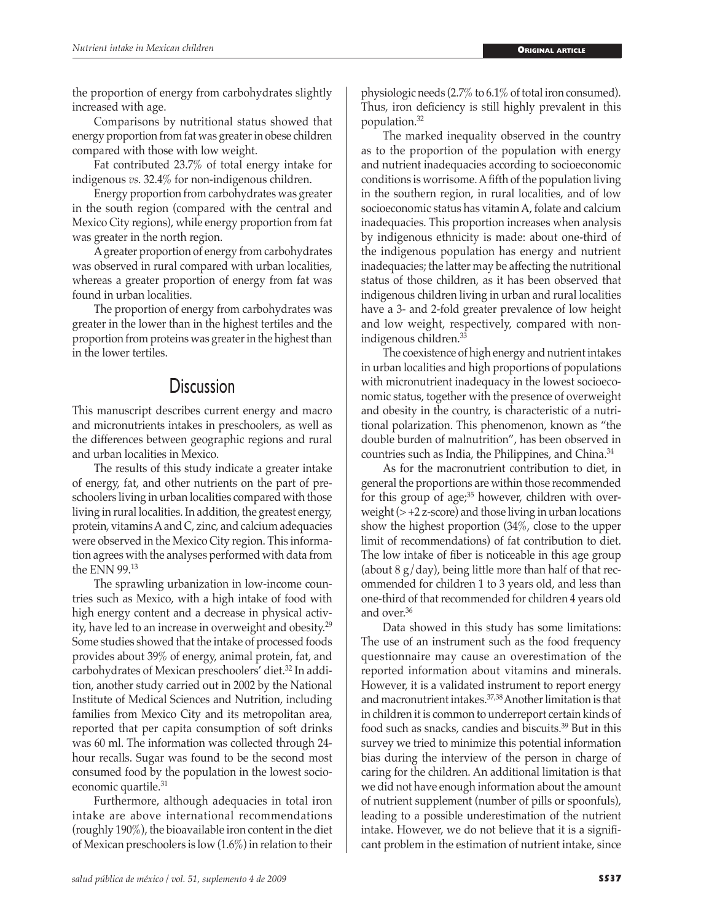the proportion of energy from carbohydrates slightly increased with age.

Comparisons by nutritional status showed that energy proportion from fat was greater in obese children compared with those with low weight.

Fat contributed 23.7% of total energy intake for indigenous *vs*. 32.4% for non-indigenous children.

Energy proportion from carbohydrates was greater in the south region (compared with the central and Mexico City regions), while energy proportion from fat was greater in the north region.

A greater proportion of energy from carbohydrates was observed in rural compared with urban localities, whereas a greater proportion of energy from fat was found in urban localities.

The proportion of energy from carbohydrates was greater in the lower than in the highest tertiles and the proportion from proteins was greater in the highest than in the lower tertiles.

# Discussion

This manuscript describes current energy and macro and micronutrients intakes in preschoolers, as well as the differences between geographic regions and rural and urban localities in Mexico.

The results of this study indicate a greater intake of energy, fat, and other nutrients on the part of preschoolers living in urban localities compared with those living in rural localities. In addition, the greatest energy, protein, vitamins A and C, zinc, and calcium adequacies were observed in the Mexico City region. This information agrees with the analyses performed with data from the ENN 99.[13]

The sprawling urbanization in low-income countries such as Mexico, with a high intake of food with high energy content and a decrease in physical activity, have led to an increase in overweight and obesity.[29] Some studies showed that the intake of processed foods provides about 39% of energy, animal protein, fat, and carbohydrates of Mexican preschoolers' diet.[32] In addition, another study carried out in 2002 by the National Institute of Medical Sciences and Nutrition, including families from Mexico City and its metropolitan area, reported that per capita consumption of soft drinks was 60 ml. The information was collected through 24-hour recalls. Sugar was found to be the second most consumed food by the population in the lowest socioeconomic quartile.[31]

Furthermore, although adequacies in total iron intake are above international recommendations (roughly 190%), the bioavailable iron content in the diet of Mexican preschoolers is low (1.6%) in relation to their physiologic needs (2.7% to 6.1% of total iron consumed). Thus, iron deficiency is still highly prevalent in this population.[32]

The marked inequality observed in the country as to the proportion of the population with energy and nutrient inadequacies according to socioeconomic conditions is worrisome. A fifth of the population living in the southern region, in rural localities, and of low socioeconomic status has vitamin A, folate and calcium inadequacies. This proportion increases when analysis by indigenous ethnicity is made: about one-third of the indigenous population has energy and nutrient inadequacies; the latter may be affecting the nutritional status of those children, as it has been observed that indigenous children living in urban and rural localities have a 3- and 2-fold greater prevalence of low height and low weight, respectively, compared with non-indigenous children.[33]

The coexistence of high energy and nutrient intakes in urban localities and high proportions of populations with micronutrient inadequacy in the lowest socioeconomic status, together with the presence of overweight and obesity in the country, is characteristic of a nutritional polarization. This phenomenon, known as "the double burden of malnutrition", has been observed in countries such as India, the Philippines, and China.[34]

As for the macronutrient contribution to diet, in general the proportions are within those recommended for this group of age;[35] however, children with overweight (> +2 z-score) and those living in urban locations show the highest proportion (34%, close to the upper limit of recommendations) of fat contribution to diet. The low intake of fiber is noticeable in this age group (about 8 g/day), being little more than half of that recommended for children 1 to 3 years old, and less than one-third of that recommended for children 4 years old and over.[36]

Data showed in this study has some limitations: The use of an instrument such as the food frequency questionnaire may cause an overestimation of the reported information about vitamins and minerals. However, it is a validated instrument to report energy and macronutrient intakes.[37,38] Another limitation is that in children it is common to underreport certain kinds of food such as snacks, candies and biscuits.[39] But in this survey we tried to minimize this potential information bias during the interview of the person in charge of caring for the children. An additional limitation is that we did not have enough information about the amount of nutrient supplement (number of pills or spoonfuls), leading to a possible underestimation of the nutrient intake. However, we do not believe that it is a significant problem in the estimation of nutrient intake, since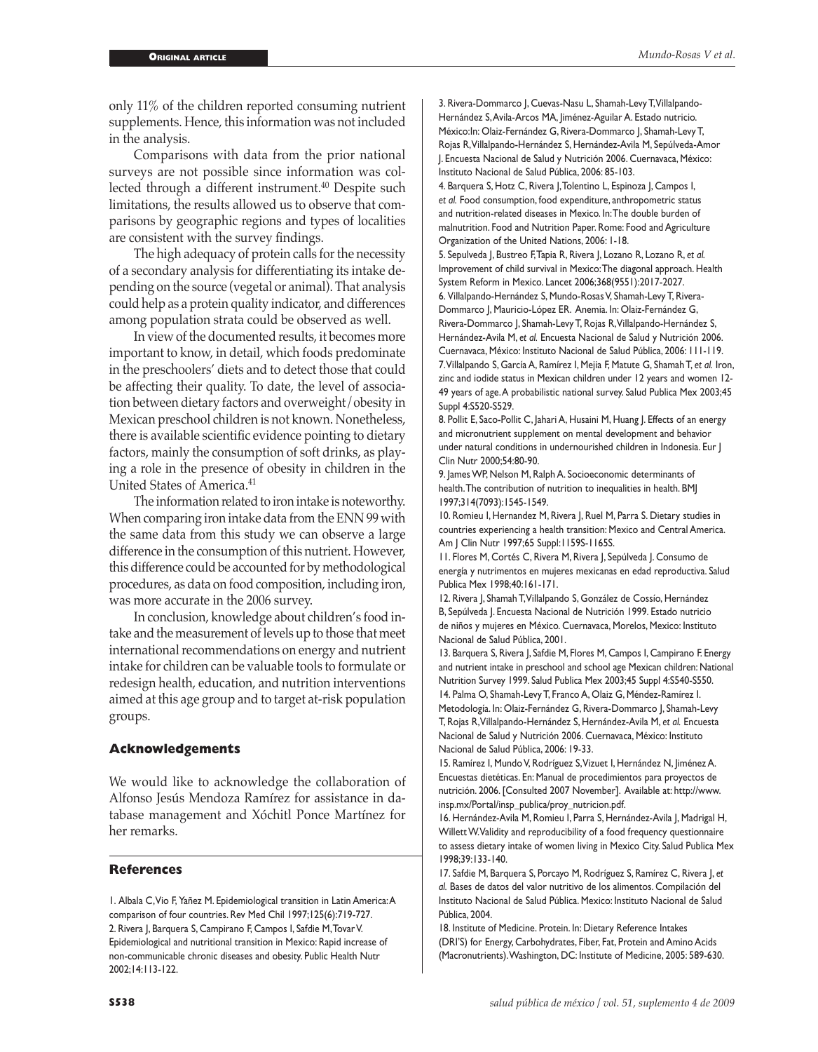only 11% of the children reported consuming nutrient supplements. Hence, this information was not included in the analysis.

Comparisons with data from the prior national surveys are not possible since information was collected through a different instrument.[40] Despite such limitations, the results allowed us to observe that comparisons by geographic regions and types of localities are consistent with the survey findings.

The high adequacy of protein calls for the necessity of a secondary analysis for differentiating its intake depending on the source (vegetal or animal). That analysis could help as a protein quality indicator, and differences among population strata could be observed as well.

In view of the documented results, it becomes more important to know, in detail, which foods predominate in the preschoolers' diets and to detect those that could be affecting their quality. To date, the level of association between dietary factors and overweight/obesity in Mexican preschool children is not known. Nonetheless, there is available scientific evidence pointing to dietary factors, mainly the consumption of soft drinks, as playing a role in the presence of obesity in children in the United States of America.[41]

The information related to iron intake is noteworthy. When comparing iron intake data from the ENN 99 with the same data from this study we can observe a large difference in the consumption of this nutrient. However, this difference could be accounted for by methodological procedures, as data on food composition, including iron, was more accurate in the 2006 survey.

In conclusion, knowledge about children's food intake and the measurement of levels up to those that meet international recommendations on energy and nutrient intake for children can be valuable tools to formulate or redesign health, education, and nutrition interventions aimed at this age group and to target at-risk population groups.

## Acknowledgements

We would like to acknowledge the collaboration of Alfonso Jesús Mendoza Ramírez for assistance in database management and Xóchitl Ponce Martínez for her remarks.

## References

1. Albala C, Vio F, Yañez M. Epidemiological transition in Latin America: A comparison of four countries. Rev Med Chil 1997;125(6):719-727.
2. Rivera J, Barquera S, Campirano F, Campos I, Safdie M, Tovar V. Epidemiological and nutritional transition in Mexico: Rapid increase of non-communicable chronic diseases and obesity. Public Health Nutr 2002;14:113-122.
3. Rivera-Dommarco J, Cuevas-Nasu L, Shamah-Levy T, Villalpando-Hernández S, Avila-Arcos MA, Jiménez-Aguilar A. Estado nutricio. México: In: Olaiz-Fernández G, Rivera-Dommarco J, Shamah-Levy T, Rojas R, Villalpando-Hernández S, Hernández-Avila M, Sepúlveda-Amor J. Encuesta Nacional de Salud y Nutrición 2006. Cuernavaca, México: Instituto Nacional de Salud Pública, 2006: 85-103.
4. Barquera S, Hotz C, Rivera J, Tolentino L, Espinoza J, Campos I, *et al.* Food consumption, food expenditure, anthropometric status and nutrition-related diseases in Mexico. In: The double burden of malnutrition. Food and Nutrition Paper. Rome: Food and Agriculture Organization of the United Nations, 2006: 1-18.
5. Sepulveda J, Bustreo F, Tapia R, Rivera J, Lozano R, Lozano R, *et al.* Improvement of child survival in Mexico: The diagonal approach. Health System Reform in Mexico. Lancet 2006;368(9551):2017-2027.
6. Villalpando-Hernández S, Mundo-Rosas V, Shamah-Levy T, Rivera-Dommarco J, Mauricio-López ER. Anemia. In: Olaiz-Fernández G, Rivera-Dommarco J, Shamah-Levy T, Rojas R, Villalpando-Hernández S, Hernández-Avila M, *et al.* Encuesta Nacional de Salud y Nutrición 2006. Cuernavaca, México: Instituto Nacional de Salud Pública, 2006: 111-119.
7. Villalpando S, García A, Ramírez I, Mejia F, Matute G, Shamah T, *et al.* Iron, zinc and iodide status in Mexican children under 12 years and women 12-49 years of age. A probabilistic national survey. Salud Publica Mex 2003;45 Suppl 4:S520-S529.
8. Pollit E, Saco-Pollit C, Jahari A, Husaini M, Huang J. Effects of an energy and micronutrient supplement on mental development and behavior under natural conditions in undernourished children in Indonesia. Eur J Clin Nutr 2000;54:80-90.
9. James WP, Nelson M, Ralph A. Socioeconomic determinants of health. The contribution of nutrition to inequalities in health. BMJ 1997;314(7093):1545-1549.
10. Romieu I, Hernandez M, Rivera J, Ruel M, Parra S. Dietary studies in countries experiencing a health transition: Mexico and Central America. Am J Clin Nutr 1997;65 Suppl:1159S-1165S.
11. Flores M, Cortés C, Rivera M, Rivera J, Sepúlveda J. Consumo de energía y nutrimentos en mujeres mexicanas en edad reproductiva. Salud Publica Mex 1998;40:161-171.
12. Rivera J, Shamah T, Villalpando S, González de Cossío, Hernández B, Sepúlveda J. Encuesta Nacional de Nutrición 1999. Estado nutricio de niños y mujeres en México. Cuernavaca, Morelos, Mexico: Instituto Nacional de Salud Pública, 2001.
13. Barquera S, Rivera J, Safdie M, Flores M, Campos I, Campirano F. Energy and nutrient intake in preschool and school age Mexican children: National Nutrition Survey 1999. Salud Publica Mex 2003;45 Suppl 4:S540-S550.
14. Palma O, Shamah-Levy T, Franco A, Olaiz G, Méndez-Ramírez I. Metodología. In: Olaiz-Fernández G, Rivera-Dommarco J, Shamah-Levy T, Rojas R, Villalpando-Hernández S, Hernández-Avila M, *et al.* Encuesta Nacional de Salud y Nutrición 2006. Cuernavaca, México: Instituto Nacional de Salud Pública, 2006: 19-33.
15. Ramírez I, Mundo V, Rodríguez S, Vizuet I, Hernández N, Jiménez A. Encuestas dietéticas. En: Manual de procedimientos para proyectos de nutrición. 2006. [Consulted 2007 November]. Available at: http://www.insp.mx/Portal/insp_publica/proy_nutricion.pdf.
16. Hernández-Avila M, Romieu I, Parra S, Hernández-Avila J, Madrigal H, Willett W. Validity and reproducibility of a food frequency questionnaire to assess dietary intake of women living in Mexico City. Salud Publica Mex 1998;39:133-140.
17. Safdie M, Barquera S, Porcayo M, Rodríguez S, Ramírez C, Rivera J, *et al.* Bases de datos del valor nutritivo de los alimentos. Compilación del Instituto Nacional de Salud Pública. Mexico: Instituto Nacional de Salud Pública, 2004.
18. Institute of Medicine. Protein. In: Dietary Reference Intakes (DRI'S) for Energy, Carbohydrates, Fiber, Fat, Protein and Amino Acids (Macronutrients). Washington, DC: Institute of Medicine, 2005: 589-630.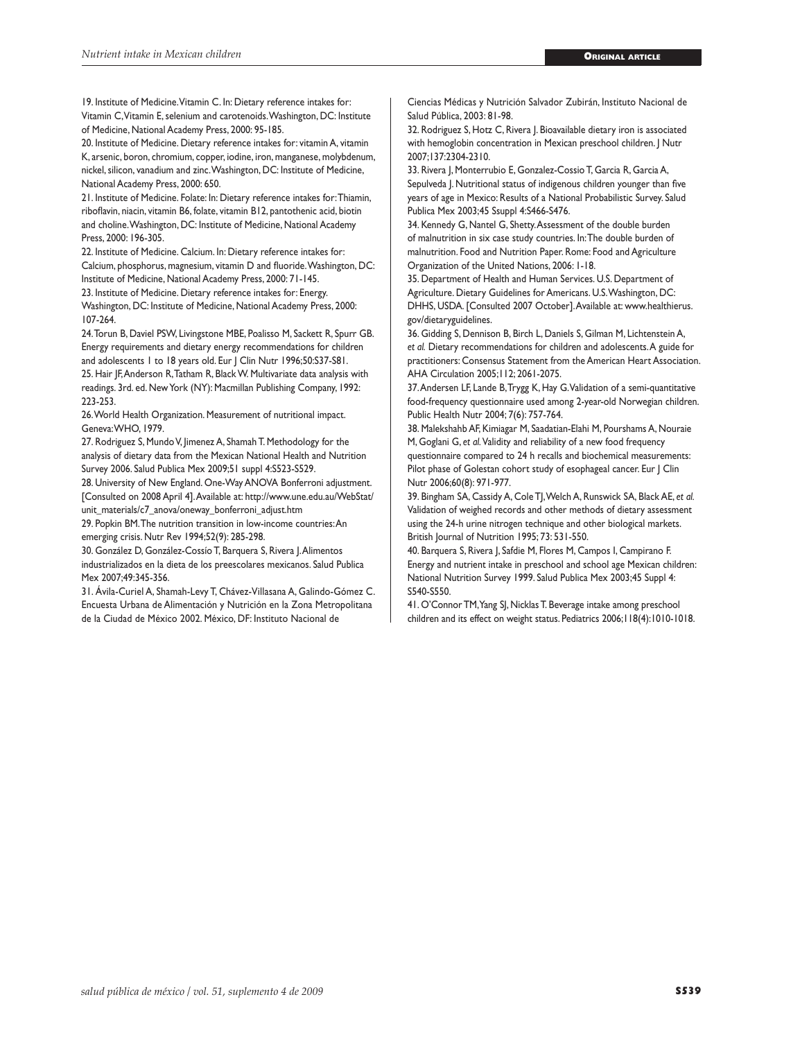19. Institute of Medicine. Vitamin C. In: Dietary reference intakes for: Vitamin C, Vitamin E, selenium and carotenoids. Washington, DC: Institute of Medicine, National Academy Press, 2000: 95-185.

20. Institute of Medicine. Dietary reference intakes for: vitamin A, vitamin K, arsenic, boron, chromium, copper, iodine, iron, manganese, molybdenum, nickel, silicon, vanadium and zinc. Washington, DC: Institute of Medicine, National Academy Press, 2000: 650.

21. Institute of Medicine. Folate: In: Dietary reference intakes for: Thiamin, riboflavin, niacin, vitamin B6, folate, vitamin B12, pantothenic acid, biotin and choline. Washington, DC: Institute of Medicine, National Academy Press, 2000: 196-305.

22. Institute of Medicine. Calcium. In: Dietary reference intakes for: Calcium, phosphorus, magnesium, vitamin D and fluoride. Washington, DC: Institute of Medicine, National Academy Press, 2000: 71-145.

23. Institute of Medicine. Dietary reference intakes for: Energy. Washington, DC: Institute of Medicine, National Academy Press, 2000: 107-264.

24. Torun B, Daviel PSW, Livingstone MBE, Poalisso M, Sackett R, Spurr GB. Energy requirements and dietary energy recommendations for children and adolescents 1 to 18 years old. Eur J Clin Nutr 1996;50:S37-S81.

25. Hair JF, Anderson R, Tatham R, Black W. Multivariate data analysis with readings. 3rd. ed. New York (NY): Macmillan Publishing Company, 1992: 223-253.

26. World Health Organization. Measurement of nutritional impact. Geneva: WHO, 1979.

27. Rodriguez S, Mundo V, Jimenez A, Shamah T. Methodology for the analysis of dietary data from the Mexican National Health and Nutrition Survey 2006. Salud Publica Mex 2009;51 suppl 4:S523-S529.

28. University of New England. One-Way ANOVA Bonferroni adjustment. [Consulted on 2008 April 4]. Available at: http://www.une.edu.au/WebStat/unit_materials/c7_anova/oneway_bonferroni_adjust.htm

29. Popkin BM. The nutrition transition in low-income countries: An emerging crisis. Nutr Rev 1994;52(9): 285-298.

30. González D, González-Cossío T, Barquera S, Rivera J. Alimentos industrializados en la dieta de los preescolares mexicanos. Salud Publica Mex 2007;49:345-356.

31. Ávila-Curiel A, Shamah-Levy T, Chávez-Villasana A, Galindo-Gómez C. Encuesta Urbana de Alimentación y Nutrición en la Zona Metropolitana de la Ciudad de México 2002. México, DF: Instituto Nacional de Ciencias Médicas y Nutrición Salvador Zubirán, Instituto Nacional de Salud Pública, 2003: 81-98.

32. Rodriguez S, Hotz C, Rivera J. Bioavailable dietary iron is associated with hemoglobin concentration in Mexican preschool children. J Nutr 2007;137:2304-2310.

33. Rivera J, Monterrubio E, Gonzalez-Cossio T, Garcia R, Garcia A, Sepulveda J. Nutritional status of indigenous children younger than five years of age in Mexico: Results of a National Probabilistic Survey. Salud Publica Mex 2003;45 Ssuppl 4:S466-S476.

34. Kennedy G, Nantel G, Shetty. Assessment of the double burden of malnutrition in six case study countries. In: The double burden of malnutrition. Food and Nutrition Paper. Rome: Food and Agriculture Organization of the United Nations, 2006: 1-18.

35. Department of Health and Human Services. U.S. Department of Agriculture. Dietary Guidelines for Americans. U.S. Washington, DC: DHHS, USDA. [Consulted 2007 October]. Available at: www.healthierus.gov/dietaryguidelines.

36. Gidding S, Dennison B, Birch L, Daniels S, Gilman M, Lichtenstein A, *et al.* Dietary recommendations for children and adolescents. A guide for practitioners: Consensus Statement from the American Heart Association. AHA Circulation 2005;112; 2061-2075.

37. Andersen LF, Lande B, Trygg K, Hay G. Validation of a semi-quantitative food-frequency questionnaire used among 2-year-old Norwegian children. Public Health Nutr 2004; 7(6): 757-764.

38. Malekshahb AF, Kimiagar M, Saadatian-Elahi M, Pourshams A, Nouraie M, Goglani G, *et al.* Validity and reliability of a new food frequency questionnaire compared to 24 h recalls and biochemical measurements: Pilot phase of Golestan cohort study of esophageal cancer. Eur J Clin Nutr 2006;60(8): 971-977.

39. Bingham SA, Cassidy A, Cole TJ, Welch A, Runswick SA, Black AE, *et al.* Validation of weighed records and other methods of dietary assessment using the 24-h urine nitrogen technique and other biological markets. British Journal of Nutrition 1995; 73: 531-550.

40. Barquera S, Rivera J, Safdie M, Flores M, Campos I, Campirano F. Energy and nutrient intake in preschool and school age Mexican children: National Nutrition Survey 1999. Salud Publica Mex 2003;45 Suppl 4: S540-S550.

41. O'Connor TM, Yang SJ, Nicklas T. Beverage intake among preschool children and its effect on weight status. Pediatrics 2006;118(4):1010-1018.